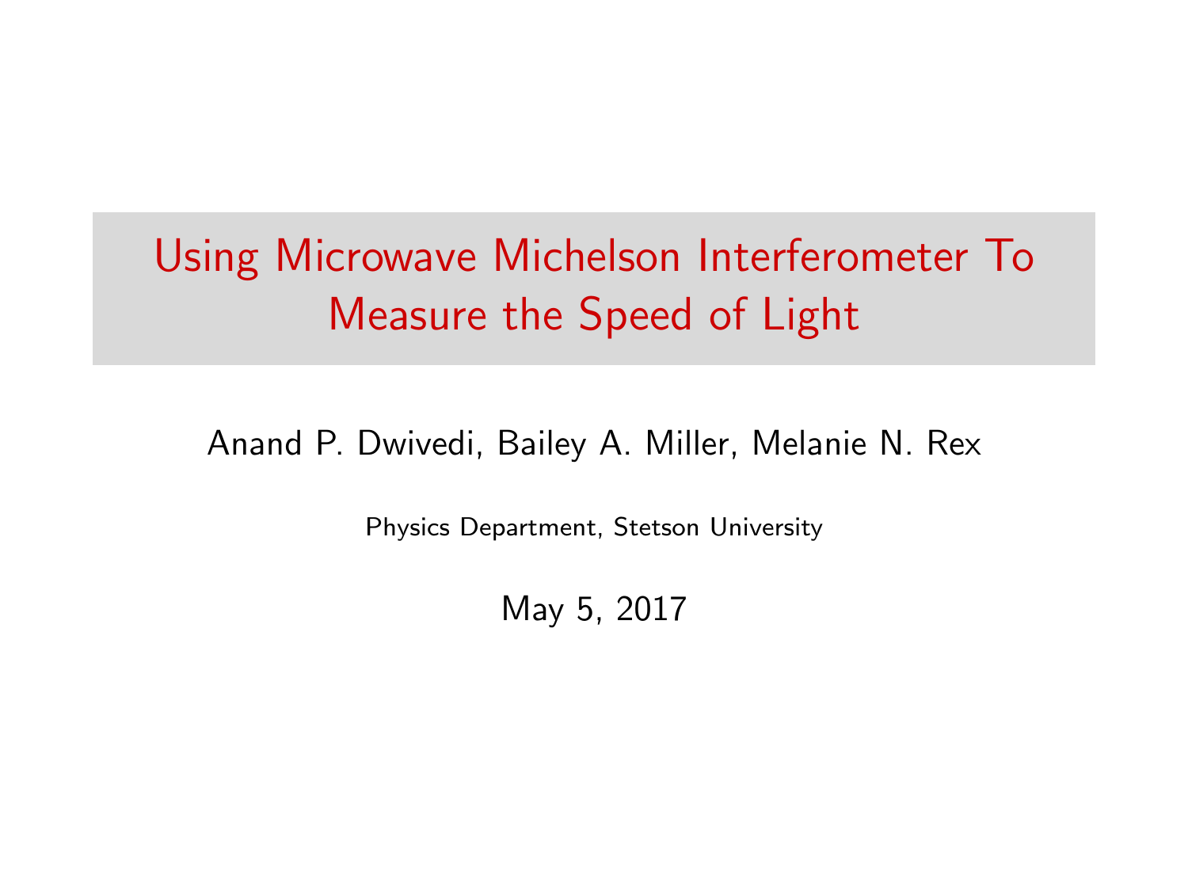# Using Microwave Michelson Interferometer To Measure the Speed of Light

Anand P. Dwivedi, Bailey A. Miller, Melanie N. Rex

Physics Department, Stetson University

May 5, 2017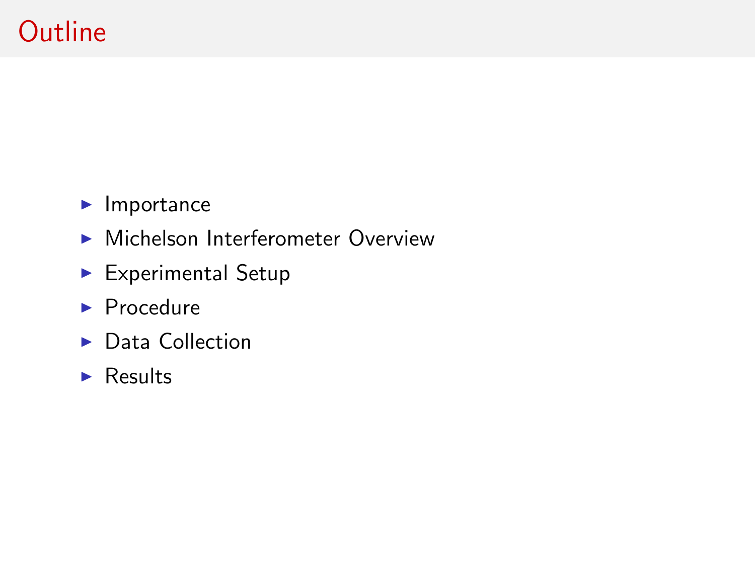# Outline

- Importance
- Michelson Interferometer Overview
- Experimental Setup
- Procedure
- Data Collection
- Results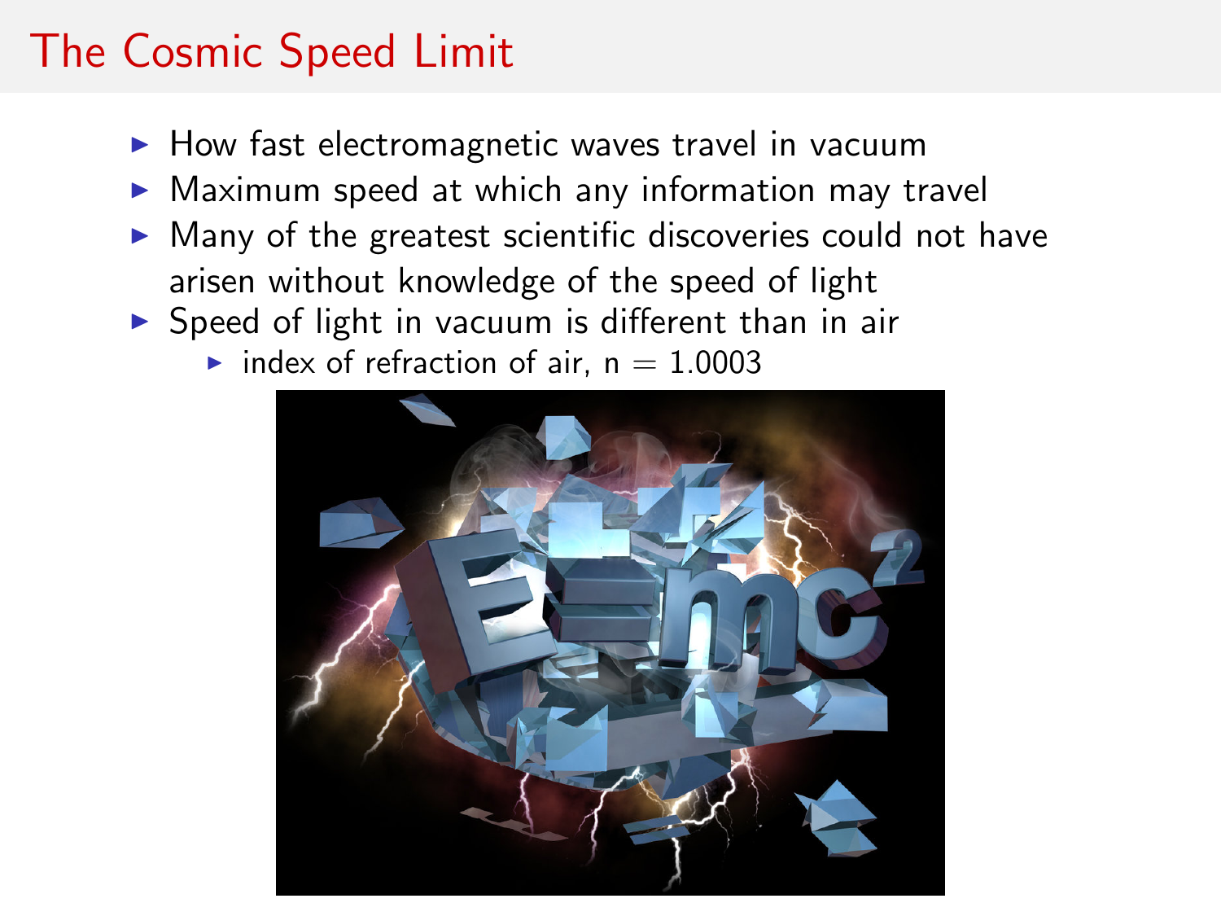# The Cosmic Speed Limit

- How fast electromagnetic waves travel in vacuum
- Maximum speed at which any information may travel
- Many of the greatest scientific discoveries could not have arisen without knowledge of the speed of light
- Speed of light in vacuum is different than in air
  - index of refraction of air, $n = 1.0003$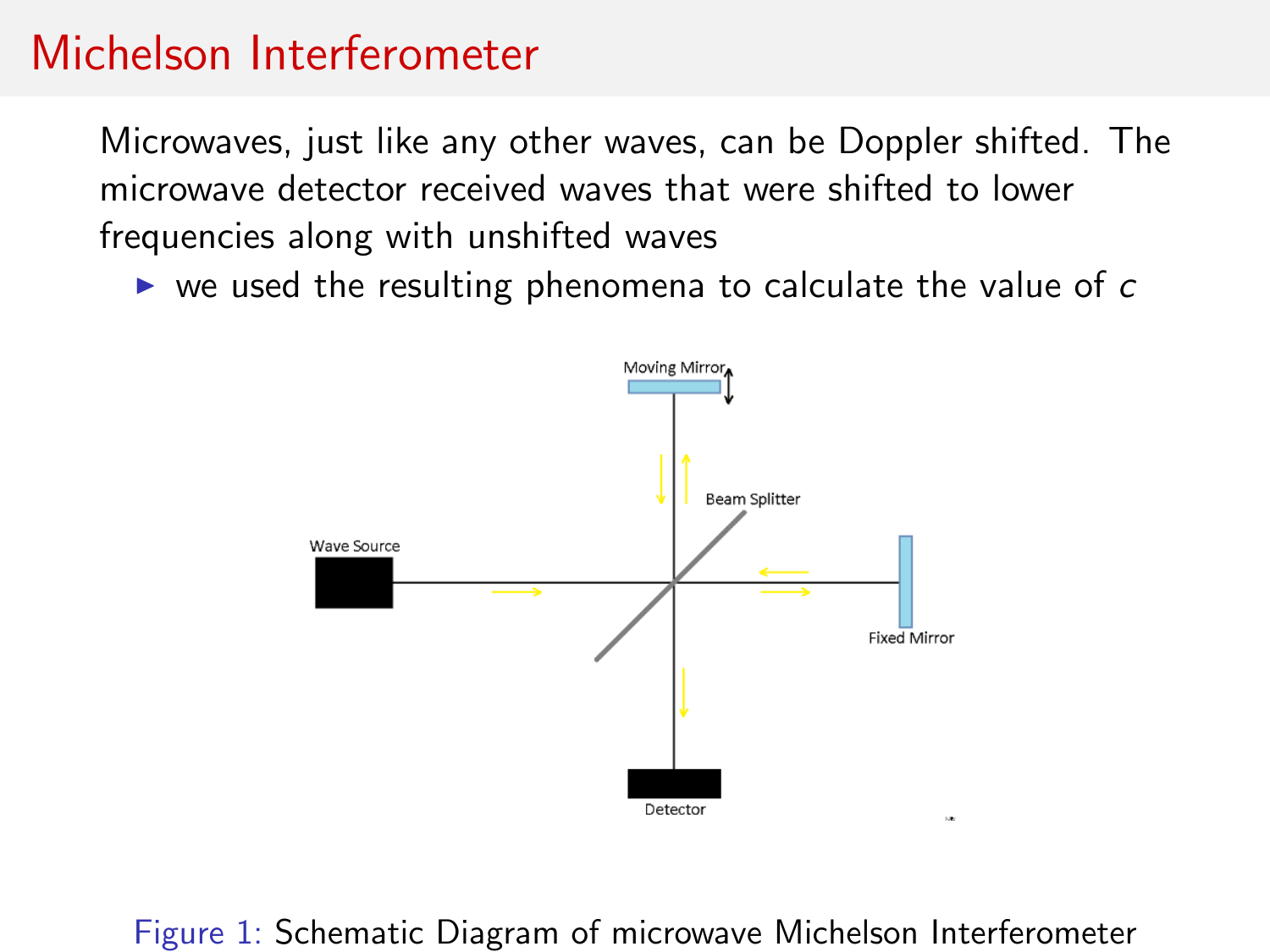# Michelson Interferometer

Microwaves, just like any other waves, can be Doppler shifted. The microwave detector received waves that were shifted to lower frequencies along with unshifted waves

- we used the resulting phenomena to calculate the value of $c$

Moving Mirror

Beam Splitter

Wave Source

Fixed Mirror

Detector

Figure 1: Schematic Diagram of microwave Michelson Interferometer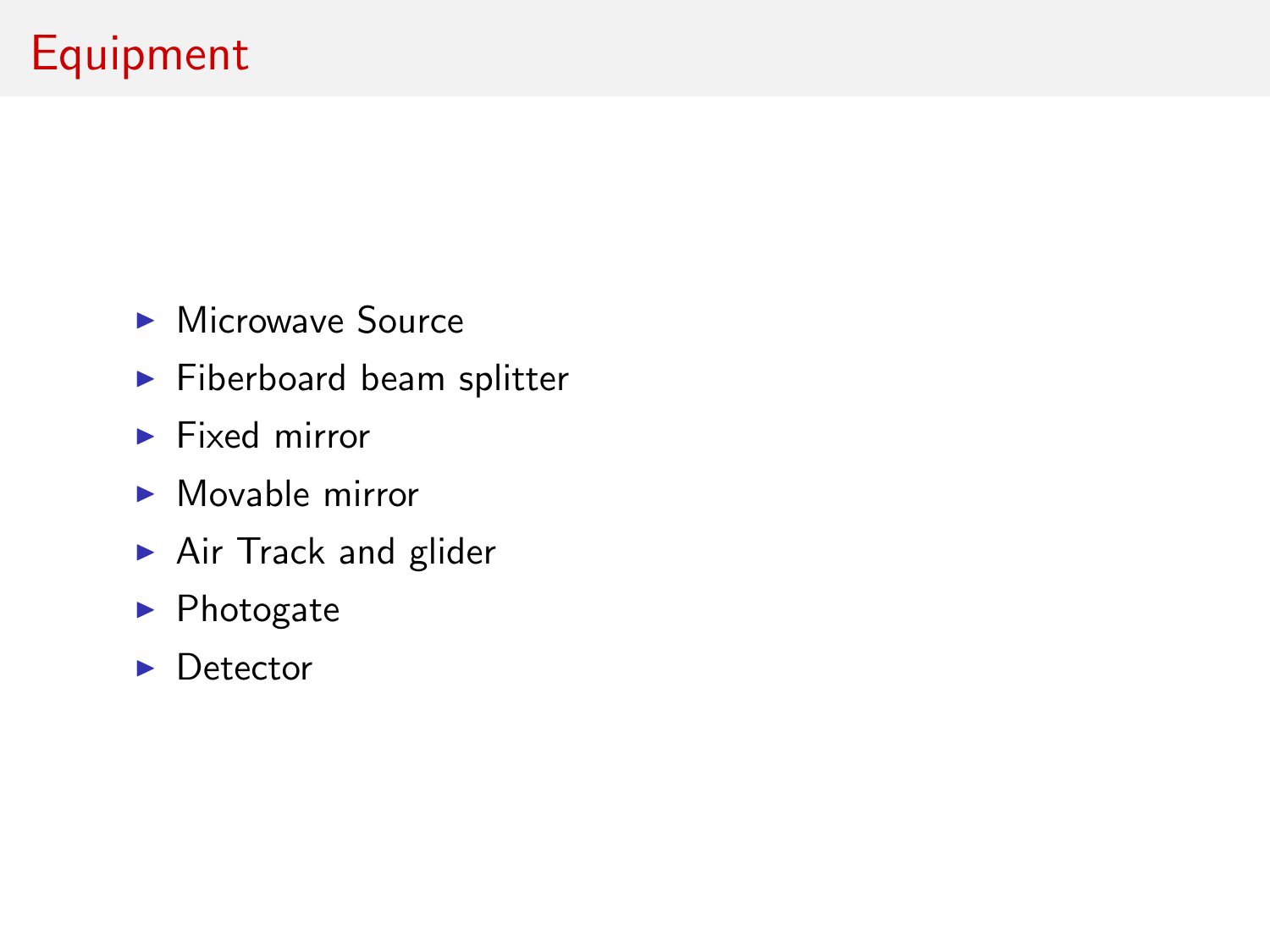# Equipment

- Microwave Source
- Fiberboard beam splitter
- Fixed mirror
- Movable mirror
- Air Track and glider
- Photogate
- Detector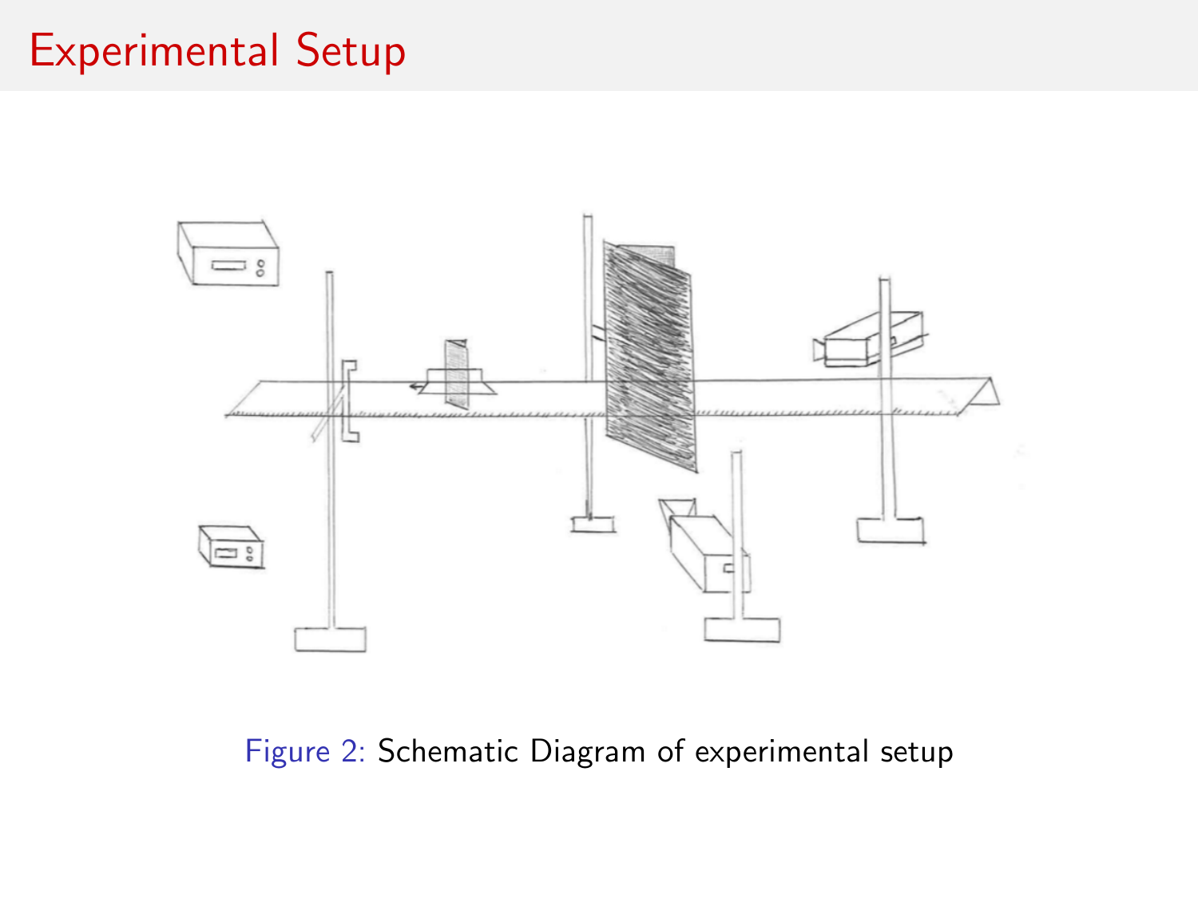# Experimental Setup

Figure 2: Schematic Diagram of experimental setup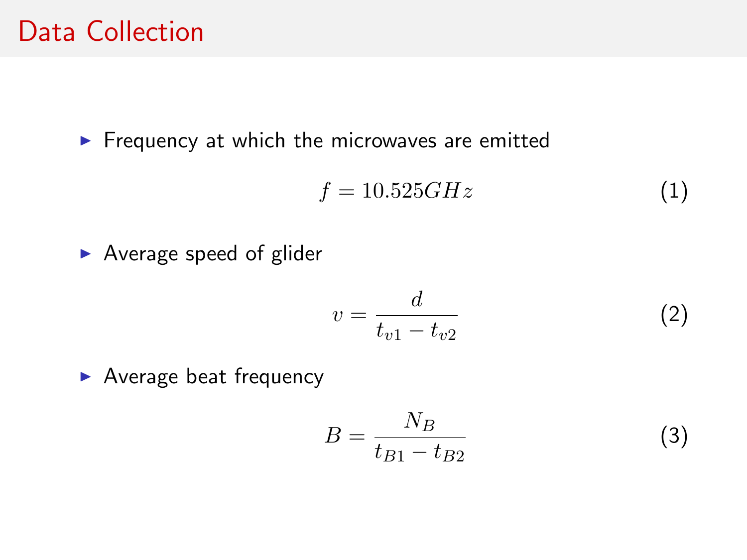# Data Collection

- Frequency at which the microwaves are emitted

$$f = 10.525GHz \tag{1}$$

- Average speed of glider

$$v = \frac{d}{t_{v1} - t_{v2}} \tag{2}$$

- Average beat frequency

$$B = \frac{N_B}{t_{B1} - t_{B2}} \tag{3}$$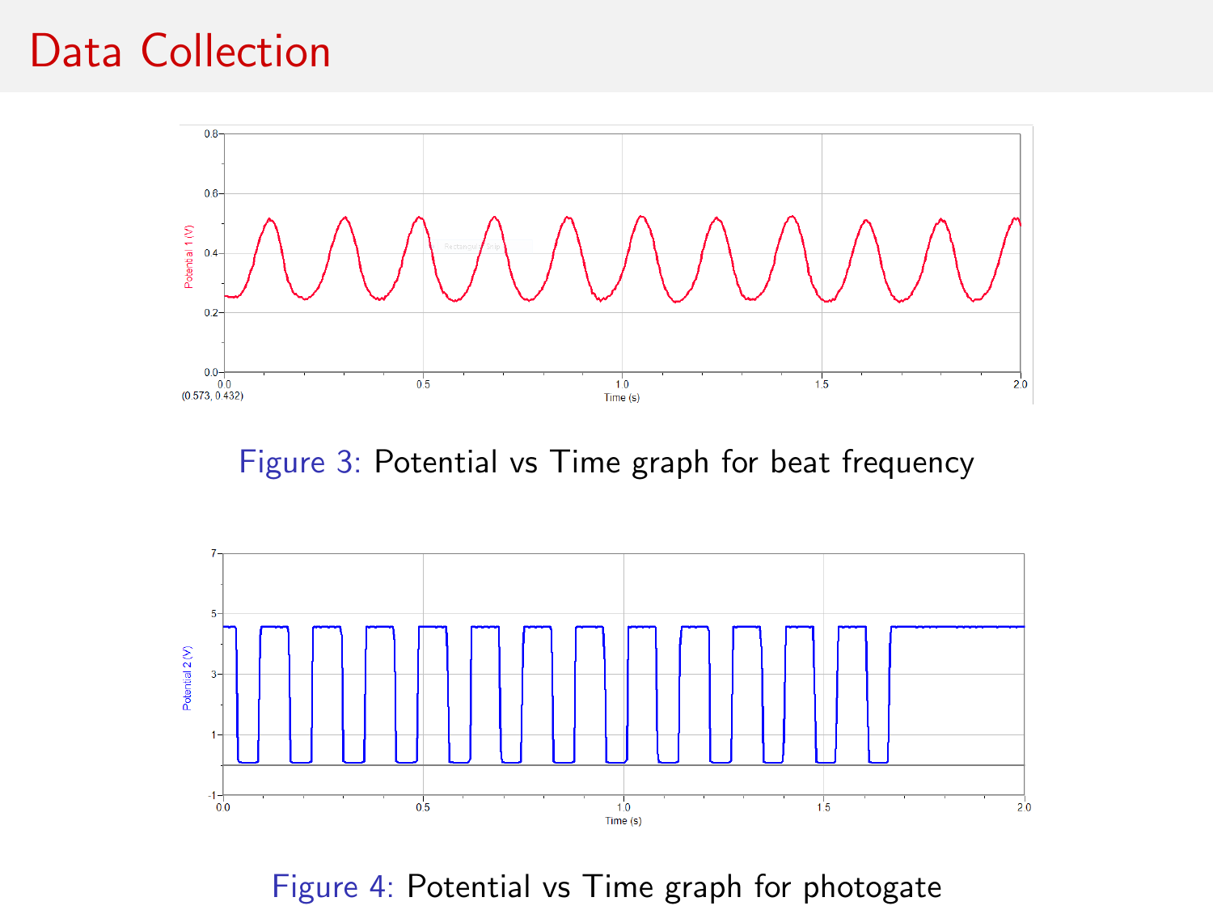# Data Collection

Figure 3: Potential vs Time graph for beat frequency

Figure 4: Potential vs Time graph for photogate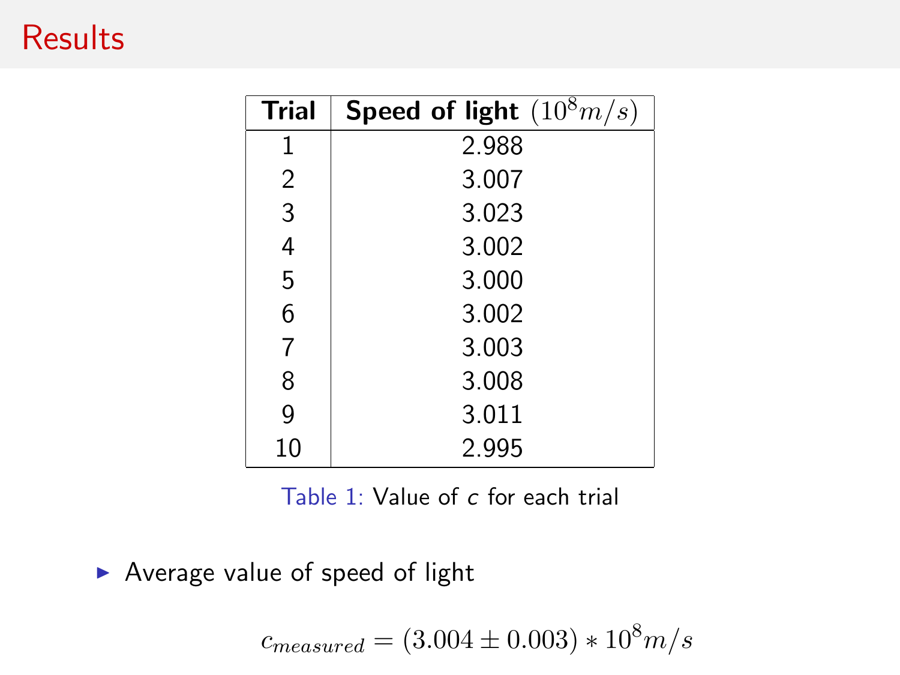# Results

| Trial | Speed of light $(10^8 m/s)$ |
|---|---|
| 1 | 2.988 |
| 2 | 3.007 |
| 3 | 3.023 |
| 4 | 3.002 |
| 5 | 3.000 |
| 6 | 3.002 |
| 7 | 3.003 |
| 8 | 3.008 |
| 9 | 3.011 |
| 10 | 2.995 |

Table 1: Value of $c$ for each trial

- Average value of speed of light

$$c_{measured} = (3.004 \pm 0.003) * 10^8 m/s$$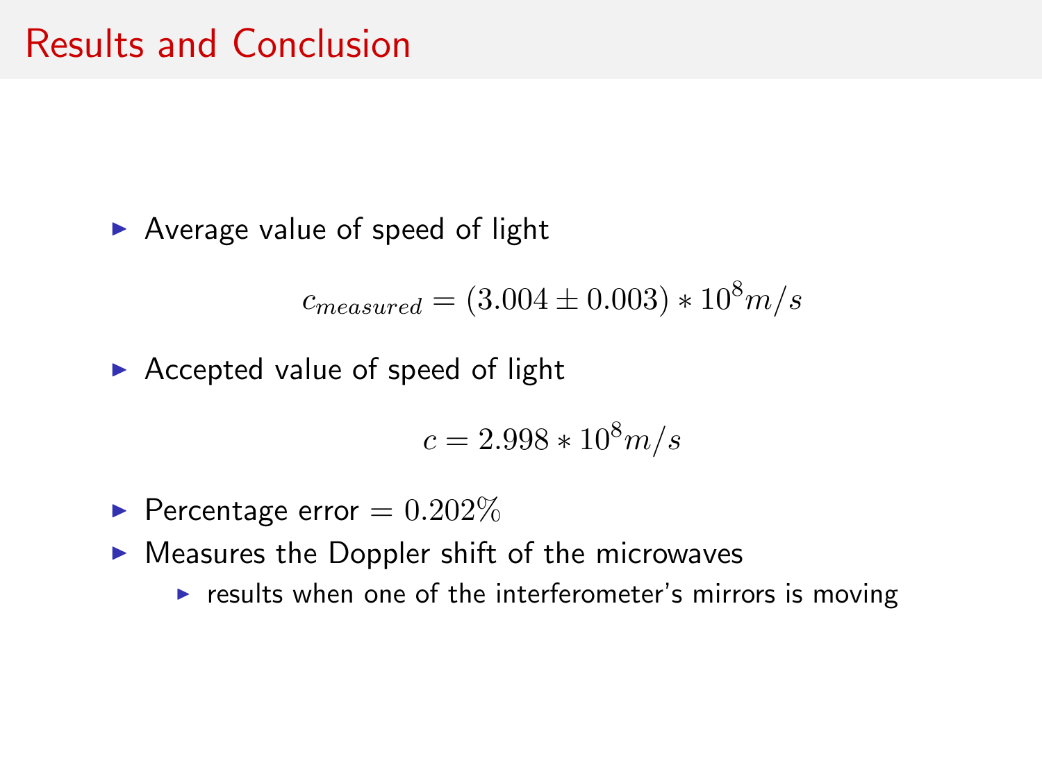# Results and Conclusion

- Average value of speed of light

$$c_{measured} = (3.004 \pm 0.003) * 10^8 m/s$$

- Accepted value of speed of light

$$c = 2.998 * 10^8 m/s$$

- Percentage error $= 0.202\%$
- Measures the Doppler shift of the microwaves
  - results when one of the interferometer's mirrors is moving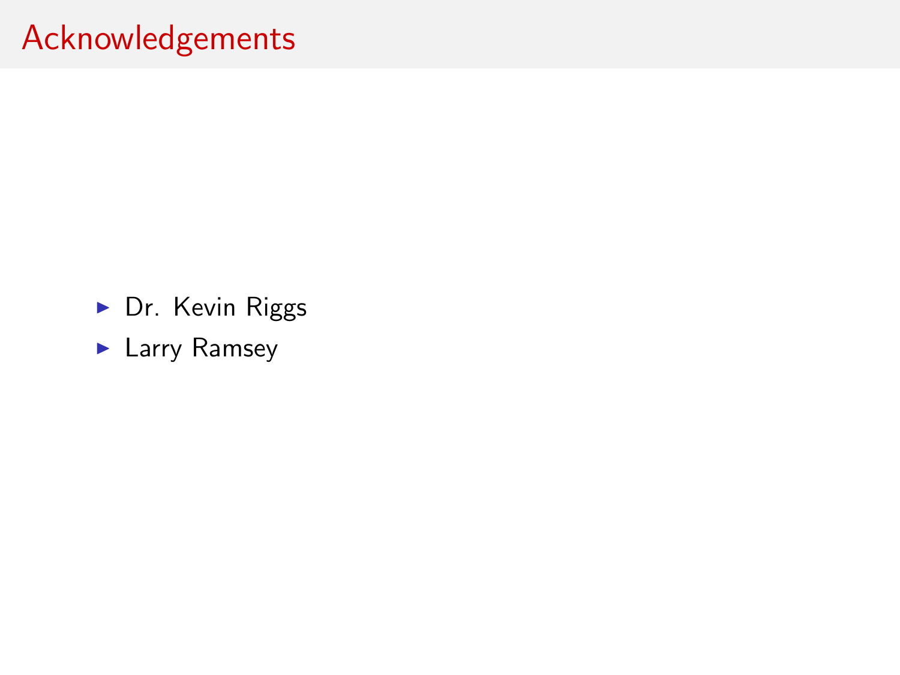# Acknowledgements

- Dr. Kevin Riggs
- Larry Ramsey